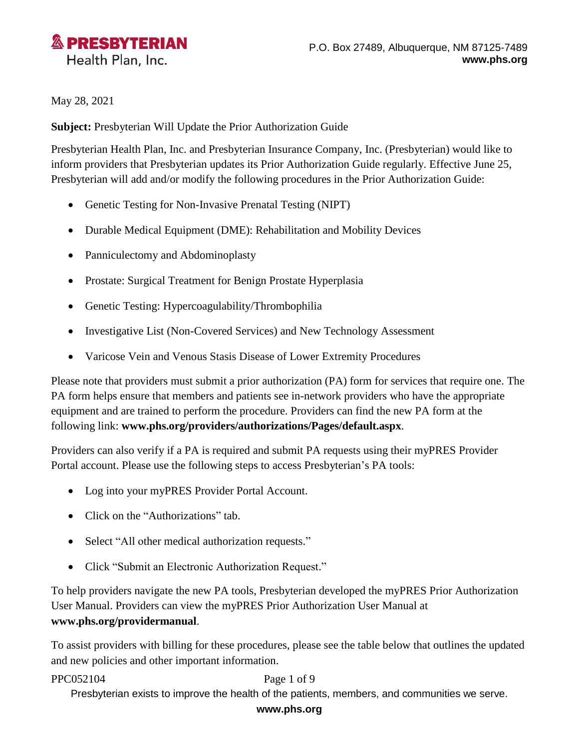**PRESBYTERIAN**
Health Plan, Inc.

P.O. Box 27489, Albuquerque, NM 87125-7489
**www.phs.org**

May 28, 2021

**Subject:** Presbyterian Will Update the Prior Authorization Guide

Presbyterian Health Plan, Inc. and Presbyterian Insurance Company, Inc. (Presbyterian) would like to inform providers that Presbyterian updates its Prior Authorization Guide regularly. Effective June 25, Presbyterian will add and/or modify the following procedures in the Prior Authorization Guide:

- Genetic Testing for Non-Invasive Prenatal Testing (NIPT)
- Durable Medical Equipment (DME): Rehabilitation and Mobility Devices
- Panniculectomy and Abdominoplasty
- Prostate: Surgical Treatment for Benign Prostate Hyperplasia
- Genetic Testing: Hypercoagulability/Thrombophilia
- Investigative List (Non-Covered Services) and New Technology Assessment
- Varicose Vein and Venous Stasis Disease of Lower Extremity Procedures

Please note that providers must submit a prior authorization (PA) form for services that require one. The PA form helps ensure that members and patients see in-network providers who have the appropriate equipment and are trained to perform the procedure. Providers can find the new PA form at the following link: **www.phs.org/providers/authorizations/Pages/default.aspx**.

Providers can also verify if a PA is required and submit PA requests using their myPRES Provider Portal account. Please use the following steps to access Presbyterian's PA tools:

- Log into your myPRES Provider Portal Account.
- Click on the "Authorizations" tab.
- Select "All other medical authorization requests."
- Click "Submit an Electronic Authorization Request."

To help providers navigate the new PA tools, Presbyterian developed the myPRES Prior Authorization User Manual. Providers can view the myPRES Prior Authorization User Manual at **www.phs.org/providermanual**.

To assist providers with billing for these procedures, please see the table below that outlines the updated and new policies and other important information.

PPC052104

Presbyterian exists to improve the health of the patients, members, and communities we serve.
**www.phs.org**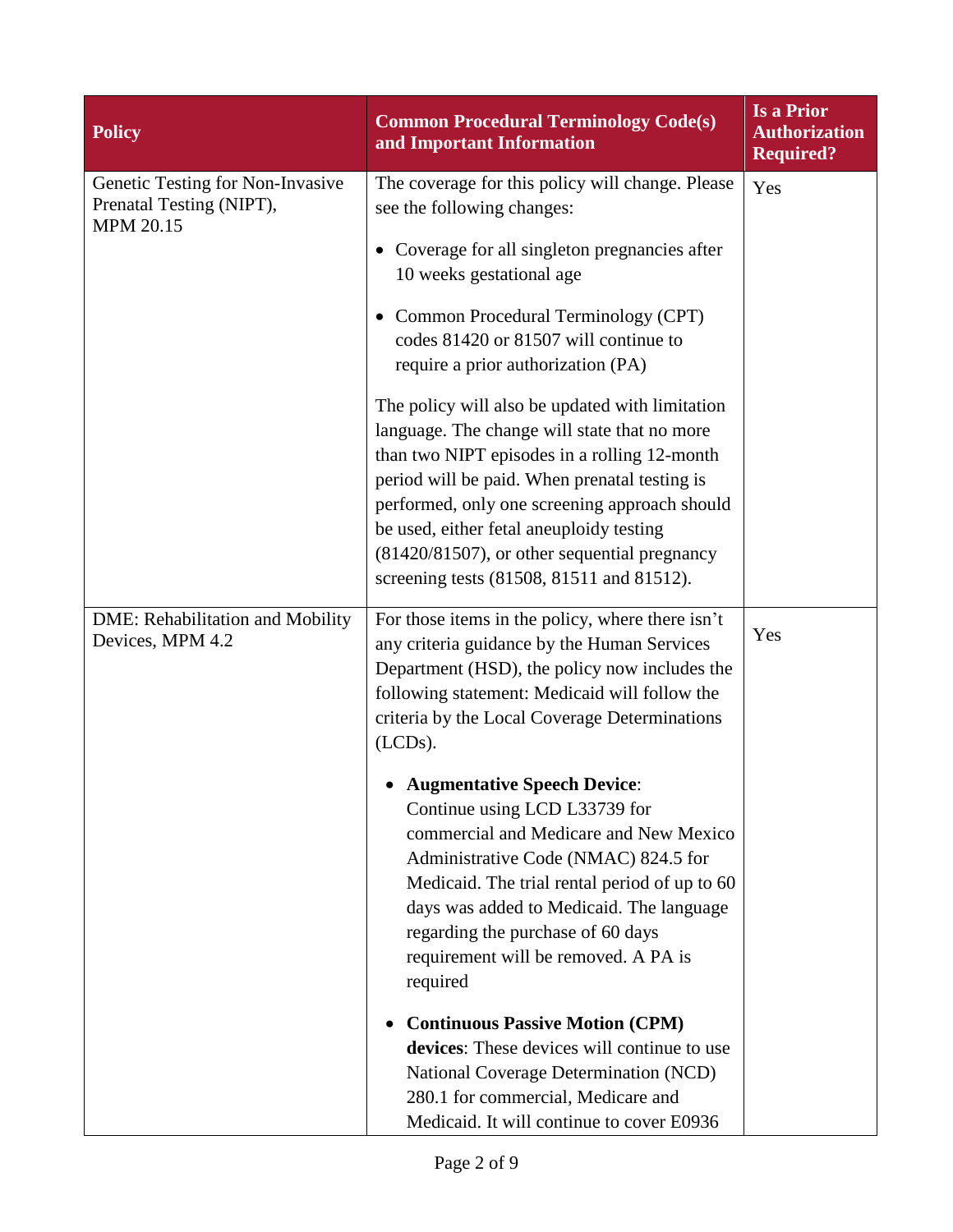| Policy | Common Procedural Terminology Code(s) and Important Information | Is a Prior Authorization Required? |
| --- | --- | --- |
| Genetic Testing for Non-Invasive Prenatal Testing (NIPT), MPM 20.15 | The coverage for this policy will change. Please see the following changes:<br><br>• Coverage for all singleton pregnancies after 10 weeks gestational age<br><br>• Common Procedural Terminology (CPT) codes 81420 or 81507 will continue to require a prior authorization (PA)<br><br>The policy will also be updated with limitation language. The change will state that no more than two NIPT episodes in a rolling 12-month period will be paid. When prenatal testing is performed, only one screening approach should be used, either fetal aneuploidy testing (81420/81507), or other sequential pregnancy screening tests (81508, 81511 and 81512). | Yes |
| DME: Rehabilitation and Mobility Devices, MPM 4.2 | For those items in the policy, where there isn't any criteria guidance by the Human Services Department (HSD), the policy now includes the following statement: Medicaid will follow the criteria by the Local Coverage Determinations (LCDs).<br><br>• **Augmentative Speech Device**: Continue using LCD L33739 for commercial and Medicare and New Mexico Administrative Code (NMAC) 824.5 for Medicaid. The trial rental period of up to 60 days was added to Medicaid. The language regarding the purchase of 60 days requirement will be removed. A PA is required<br><br>• **Continuous Passive Motion (CPM) devices**: These devices will continue to use National Coverage Determination (NCD) 280.1 for commercial, Medicare and Medicaid. It will continue to cover E0936 | Yes |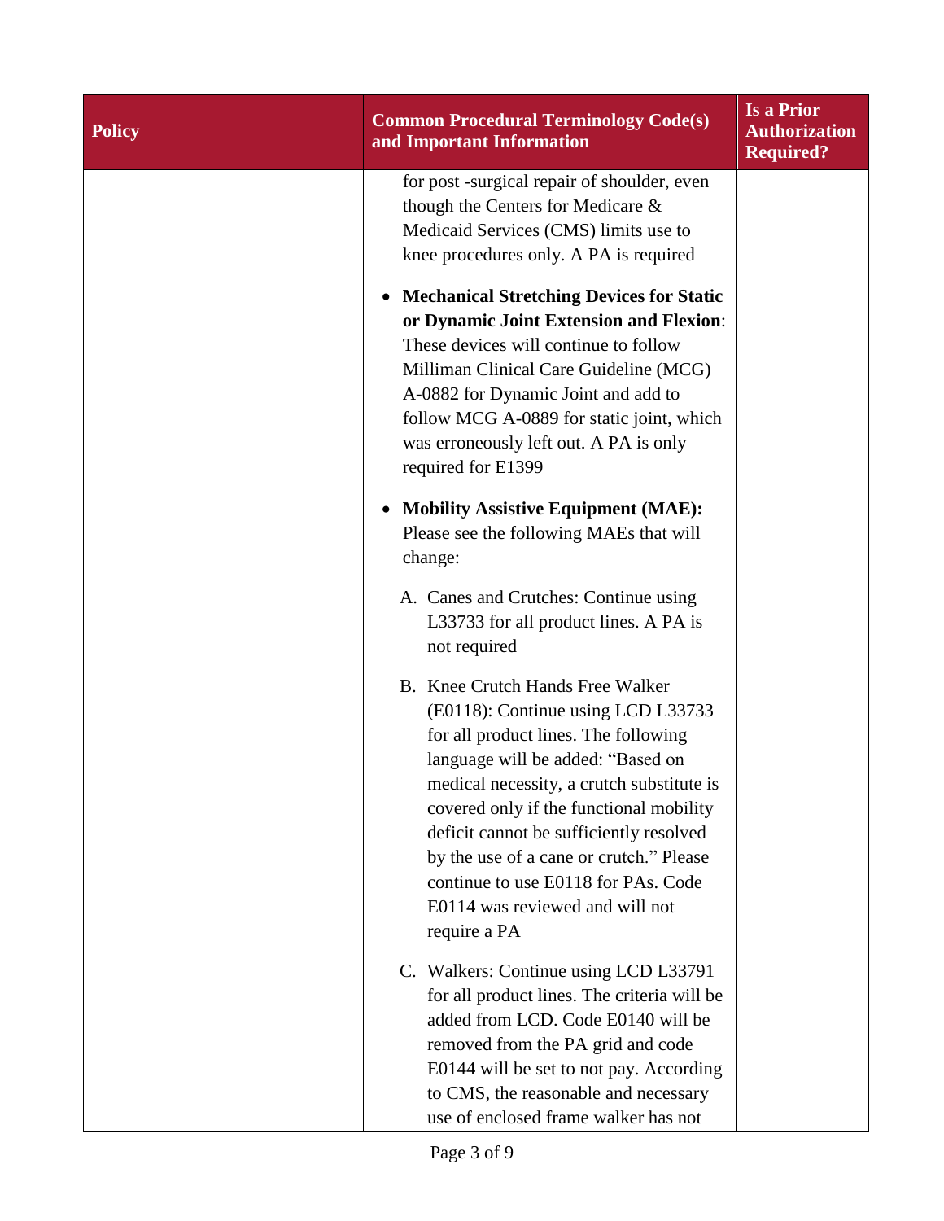| Policy | Common Procedural Terminology Code(s) and Important Information | Is a Prior Authorization Required? |
|---|---|---|
| | for post -surgical repair of shoulder, even though the Centers for Medicare & Medicaid Services (CMS) limits use to knee procedures only. A PA is required<br><br>• **Mechanical Stretching Devices for Static or Dynamic Joint Extension and Flexion**: These devices will continue to follow Milliman Clinical Care Guideline (MCG) A-0882 for Dynamic Joint and add to follow MCG A-0889 for static joint, which was erroneously left out. A PA is only required for E1399<br><br>• **Mobility Assistive Equipment (MAE):** Please see the following MAEs that will change:<br><br>A. Canes and Crutches: Continue using L33733 for all product lines. A PA is not required<br><br>B. Knee Crutch Hands Free Walker (E0118): Continue using LCD L33733 for all product lines. The following language will be added: "Based on medical necessity, a crutch substitute is covered only if the functional mobility deficit cannot be sufficiently resolved by the use of a cane or crutch." Please continue to use E0118 for PAs. Code E0114 was reviewed and will not require a PA<br><br>C. Walkers: Continue using LCD L33791 for all product lines. The criteria will be added from LCD. Code E0140 will be removed from the PA grid and code E0144 will be set to not pay. According to CMS, the reasonable and necessary use of enclosed frame walker has not | |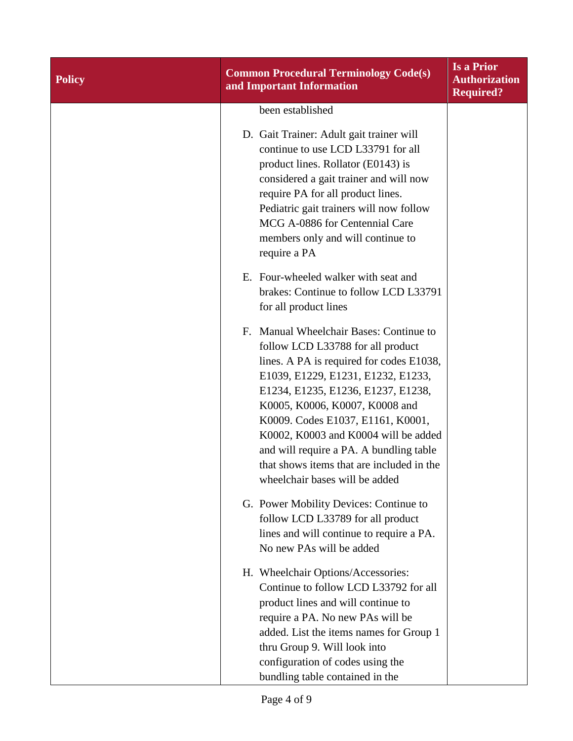| Policy | Common Procedural Terminology Code(s) and Important Information | Is a Prior Authorization Required? |
| --- | --- | --- |
| | been established<br><br>D. Gait Trainer: Adult gait trainer will continue to use LCD L33791 for all product lines. Rollator (E0143) is considered a gait trainer and will now require PA for all product lines. Pediatric gait trainers will now follow MCG A-0886 for Centennial Care members only and will continue to require a PA<br><br>E. Four-wheeled walker with seat and brakes: Continue to follow LCD L33791 for all product lines<br><br>F. Manual Wheelchair Bases: Continue to follow LCD L33788 for all product lines. A PA is required for codes E1038, E1039, E1229, E1231, E1232, E1233, E1234, E1235, E1236, E1237, E1238, K0005, K0006, K0007, K0008 and K0009. Codes E1037, E1161, K0001, K0002, K0003 and K0004 will be added and will require a PA. A bundling table that shows items that are included in the wheelchair bases will be added<br><br>G. Power Mobility Devices: Continue to follow LCD L33789 for all product lines and will continue to require a PA. No new PAs will be added<br><br>H. Wheelchair Options/Accessories: Continue to follow LCD L33792 for all product lines and will continue to require a PA. No new PAs will be added. List the items names for Group 1 thru Group 9. Will look into configuration of codes using the bundling table contained in the | |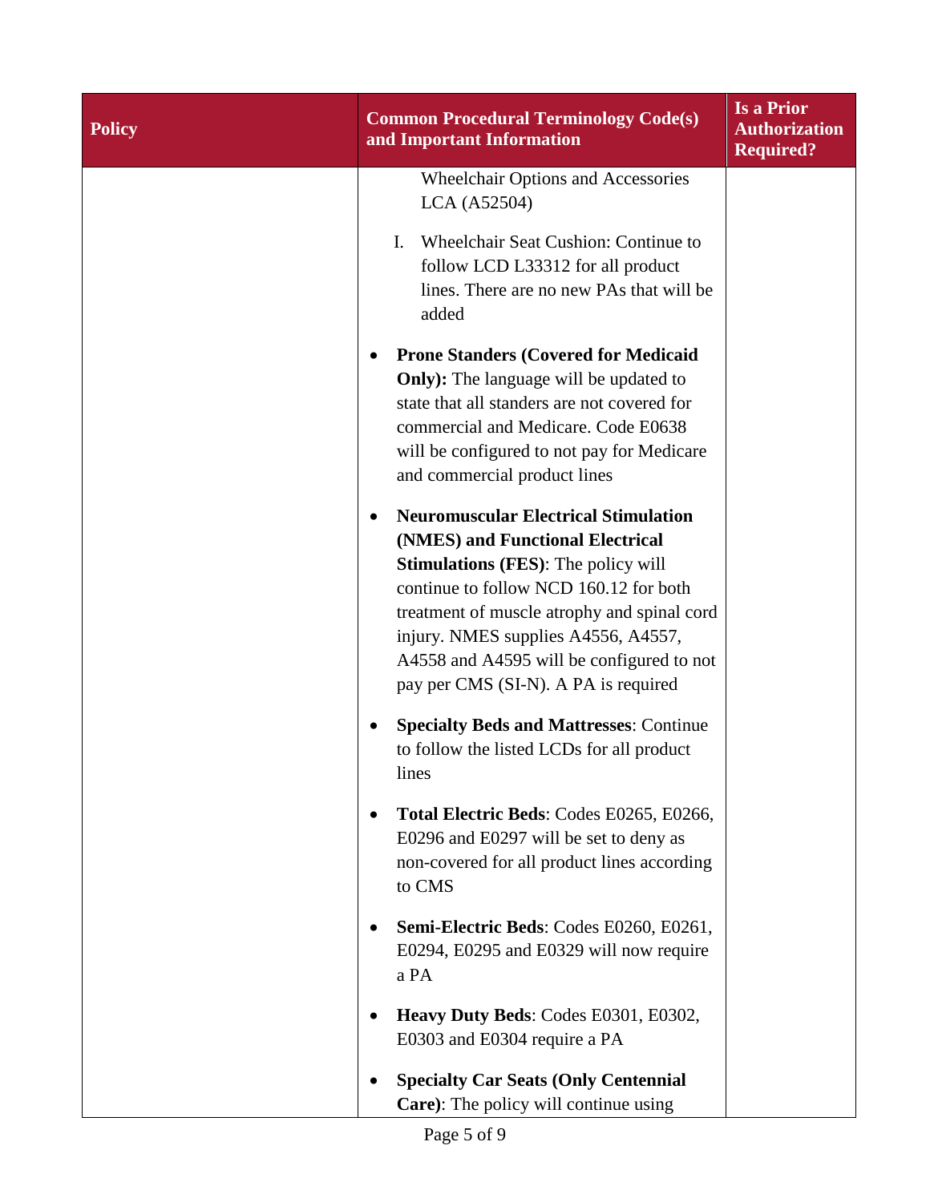| Policy | Common Procedural Terminology Code(s) and Important Information | Is a Prior Authorization Required? |
|---|---|---|
| | Wheelchair Options and Accessories LCA (A52504)<br><br>I. Wheelchair Seat Cushion: Continue to follow LCD L33312 for all product lines. There are no new PAs that will be added<br><br>• **Prone Standers (Covered for Medicaid Only):** The language will be updated to state that all standers are not covered for commercial and Medicare. Code E0638 will be configured to not pay for Medicare and commercial product lines<br><br>• **Neuromuscular Electrical Stimulation (NMES) and Functional Electrical Stimulations (FES)**: The policy will continue to follow NCD 160.12 for both treatment of muscle atrophy and spinal cord injury. NMES supplies A4556, A4557, A4558 and A4595 will be configured to not pay per CMS (SI-N). A PA is required<br><br>• **Specialty Beds and Mattresses**: Continue to follow the listed LCDs for all product lines<br><br>• **Total Electric Beds**: Codes E0265, E0266, E0296 and E0297 will be set to deny as non-covered for all product lines according to CMS<br><br>• **Semi-Electric Beds**: Codes E0260, E0261, E0294, E0295 and E0329 will now require a PA<br><br>• **Heavy Duty Beds**: Codes E0301, E0302, E0303 and E0304 require a PA<br><br>• **Specialty Car Seats (Only Centennial Care)**: The policy will continue using | |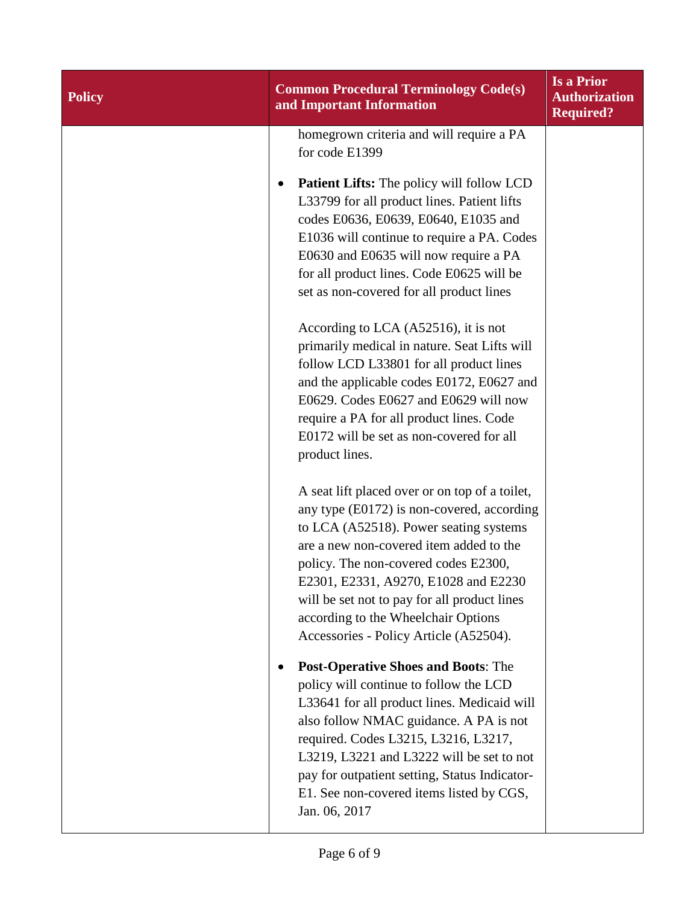| Policy | Common Procedural Terminology Code(s) and Important Information | Is a Prior Authorization Required? |
|---|---|---|
| | homegrown criteria and will require a PA for code E1399<br><br>• **Patient Lifts:** The policy will follow LCD L33799 for all product lines. Patient lifts codes E0636, E0639, E0640, E1035 and E1036 will continue to require a PA. Codes E0630 and E0635 will now require a PA for all product lines. Code E0625 will be set as non-covered for all product lines<br><br>According to LCA (A52516), it is not primarily medical in nature. Seat Lifts will follow LCD L33801 for all product lines and the applicable codes E0172, E0627 and E0629. Codes E0627 and E0629 will now require a PA for all product lines. Code E0172 will be set as non-covered for all product lines.<br><br>A seat lift placed over or on top of a toilet, any type (E0172) is non-covered, according to LCA (A52518). Power seating systems are a new non-covered item added to the policy. The non-covered codes E2300, E2301, E2331, A9270, E1028 and E2230 will be set not to pay for all product lines according to the Wheelchair Options Accessories - Policy Article (A52504).<br><br>• **Post-Operative Shoes and Boots**: The policy will continue to follow the LCD L33641 for all product lines. Medicaid will also follow NMAC guidance. A PA is not required. Codes L3215, L3216, L3217, L3219, L3221 and L3222 will be set to not pay for outpatient setting, Status Indicator-E1. See non-covered items listed by CGS, Jan. 06, 2017 | |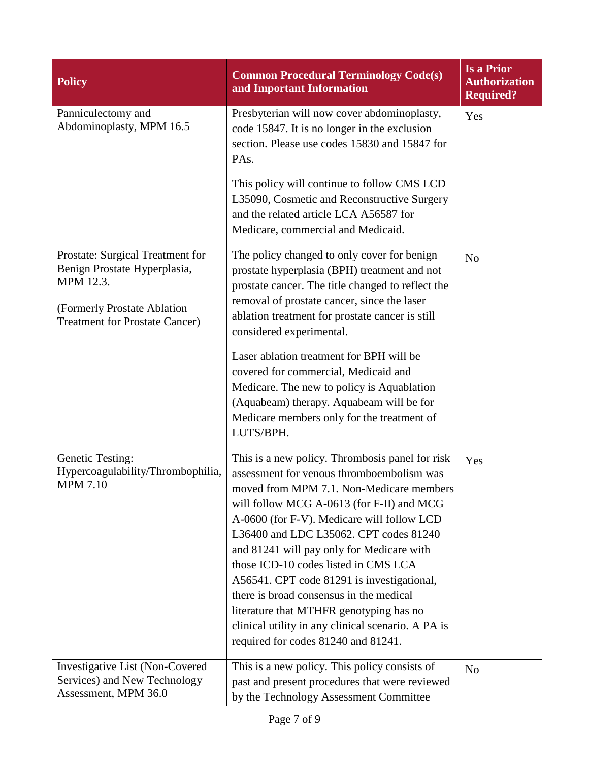| Policy | Common Procedural Terminology Code(s) and Important Information | Is a Prior Authorization Required? |
|---|---|---|
| Panniculectomy and Abdominoplasty, MPM 16.5 | Presbyterian will now cover abdominoplasty, code 15847. It is no longer in the exclusion section. Please use codes 15830 and 15847 for PAs.<br><br>This policy will continue to follow CMS LCD L35090, Cosmetic and Reconstructive Surgery and the related article LCA A56587 for Medicare, commercial and Medicaid. | Yes |
| Prostate: Surgical Treatment for Benign Prostate Hyperplasia, MPM 12.3.<br><br>(Formerly Prostate Ablation Treatment for Prostate Cancer) | The policy changed to only cover for benign prostate hyperplasia (BPH) treatment and not prostate cancer. The title changed to reflect the removal of prostate cancer, since the laser ablation treatment for prostate cancer is still considered experimental.<br><br>Laser ablation treatment for BPH will be covered for commercial, Medicaid and Medicare. The new to policy is Aquablation (Aquabeam) therapy. Aquabeam will be for Medicare members only for the treatment of LUTS/BPH. | No |
| Genetic Testing: Hypercoagulability/Thrombophilia, MPM 7.10 | This is a new policy. Thrombosis panel for risk assessment for venous thromboembolism was moved from MPM 7.1. Non-Medicare members will follow MCG A-0613 (for F-II) and MCG A-0600 (for F-V). Medicare will follow LCD L36400 and LDC L35062. CPT codes 81240 and 81241 will pay only for Medicare with those ICD-10 codes listed in CMS LCA A56541. CPT code 81291 is investigational, there is broad consensus in the medical literature that MTHFR genotyping has no clinical utility in any clinical scenario. A PA is required for codes 81240 and 81241. | Yes |
| Investigative List (Non-Covered Services) and New Technology Assessment, MPM 36.0 | This is a new policy. This policy consists of past and present procedures that were reviewed by the Technology Assessment Committee | No |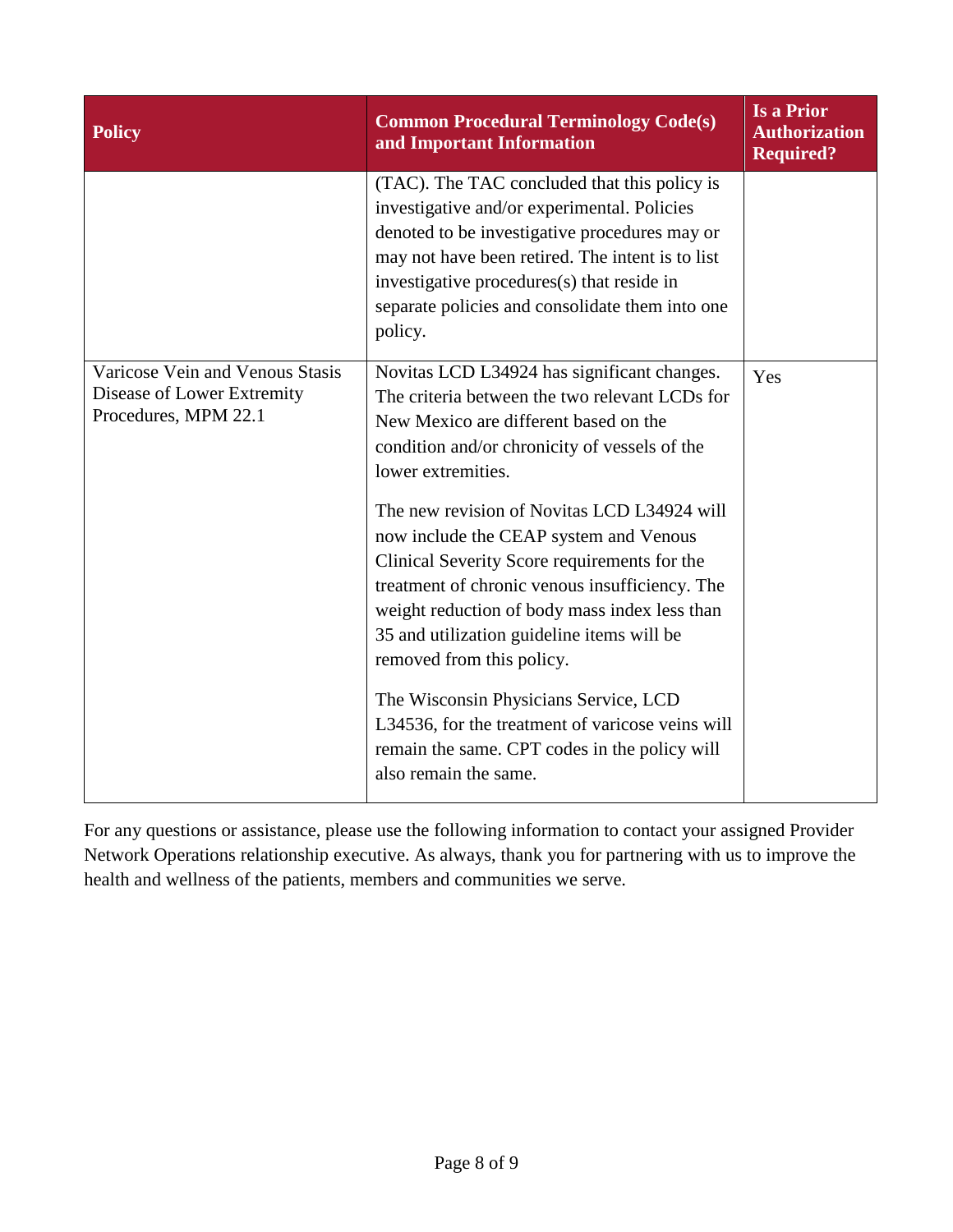| Policy | Common Procedural Terminology Code(s) and Important Information | Is a Prior Authorization Required? |
| --- | --- | --- |
| | (TAC). The TAC concluded that this policy is investigative and/or experimental. Policies denoted to be investigative procedures may or may not have been retired. The intent is to list investigative procedures(s) that reside in separate policies and consolidate them into one policy. | |
| Varicose Vein and Venous Stasis Disease of Lower Extremity Procedures, MPM 22.1 | Novitas LCD L34924 has significant changes. The criteria between the two relevant LCDs for New Mexico are different based on the condition and/or chronicity of vessels of the lower extremities.<br><br>The new revision of Novitas LCD L34924 will now include the CEAP system and Venous Clinical Severity Score requirements for the treatment of chronic venous insufficiency. The weight reduction of body mass index less than 35 and utilization guideline items will be removed from this policy.<br><br>The Wisconsin Physicians Service, LCD L34536, for the treatment of varicose veins will remain the same. CPT codes in the policy will also remain the same. | Yes |

For any questions or assistance, please use the following information to contact your assigned Provider Network Operations relationship executive. As always, thank you for partnering with us to improve the health and wellness of the patients, members and communities we serve.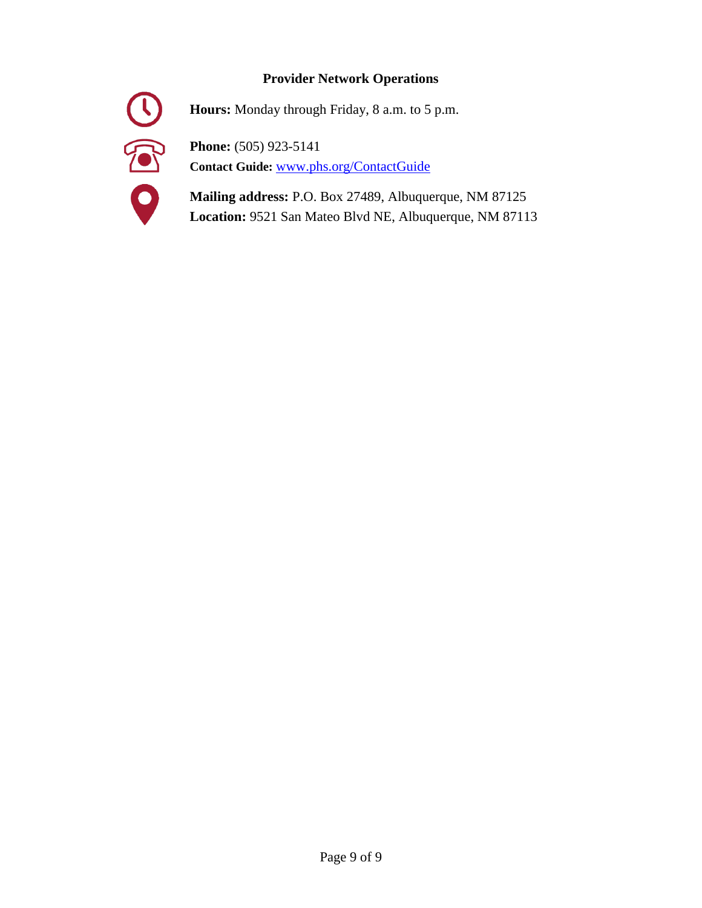### Provider Network Operations

**Hours:** Monday through Friday, 8 a.m. to 5 p.m.

**Phone:** (505) 923-5141
**Contact Guide:** [www.phs.org/ContactGuide](http://www.phs.org/ContactGuide)

**Mailing address:** P.O. Box 27489, Albuquerque, NM 87125
**Location:** 9521 San Mateo Blvd NE, Albuquerque, NM 87113